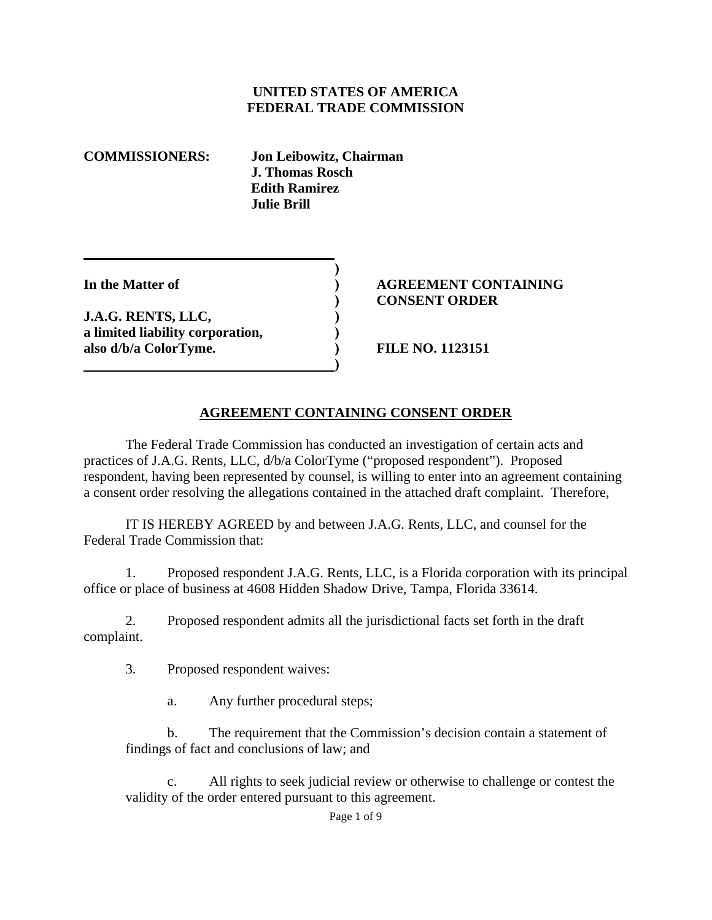**UNITED STATES OF AMERICA**
**FEDERAL TRADE COMMISSION**

**COMMISSIONERS:** **Jon Leibowitz, Chairman**
**J. Thomas Rosch**
**Edith Ramirez**
**Julie Brill**

| | |
|---|---|
| **In the Matter of**<br><br>**J.A.G. RENTS, LLC,**<br>**a limited liability corporation,**<br>**also d/b/a ColorTyme.** | **AGREEMENT CONTAINING CONSENT ORDER**<br><br>**FILE NO. 1123151** |

## **AGREEMENT CONTAINING CONSENT ORDER**

The Federal Trade Commission has conducted an investigation of certain acts and practices of J.A.G. Rents, LLC, d/b/a ColorTyme ("proposed respondent"). Proposed respondent, having been represented by counsel, is willing to enter into an agreement containing a consent order resolving the allegations contained in the attached draft complaint. Therefore,

IT IS HEREBY AGREED by and between J.A.G. Rents, LLC, and counsel for the Federal Trade Commission that:

1. Proposed respondent J.A.G. Rents, LLC, is a Florida corporation with its principal office or place of business at 4608 Hidden Shadow Drive, Tampa, Florida 33614.

2. Proposed respondent admits all the jurisdictional facts set forth in the draft complaint.

3. Proposed respondent waives:

   a. Any further procedural steps;

   b. The requirement that the Commission's decision contain a statement of findings of fact and conclusions of law; and

   c. All rights to seek judicial review or otherwise to challenge or contest the validity of the order entered pursuant to this agreement.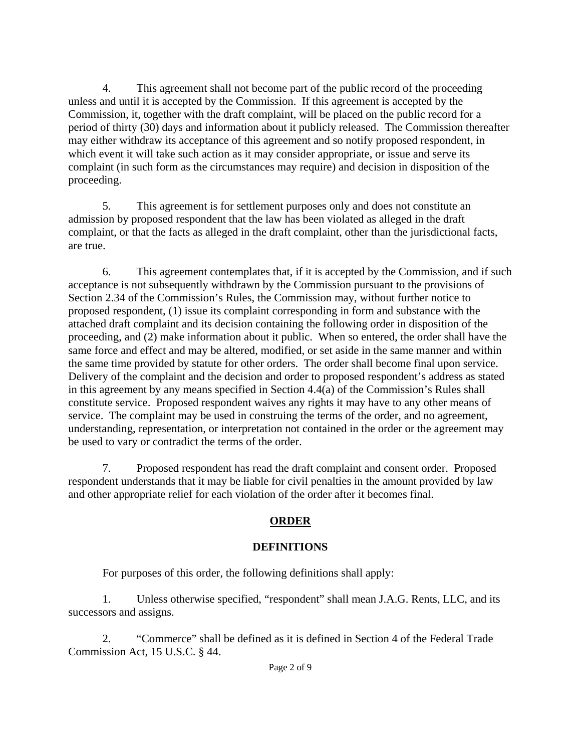4. This agreement shall not become part of the public record of the proceeding unless and until it is accepted by the Commission. If this agreement is accepted by the Commission, it, together with the draft complaint, will be placed on the public record for a period of thirty (30) days and information about it publicly released. The Commission thereafter may either withdraw its acceptance of this agreement and so notify proposed respondent, in which event it will take such action as it may consider appropriate, or issue and serve its complaint (in such form as the circumstances may require) and decision in disposition of the proceeding.

5. This agreement is for settlement purposes only and does not constitute an admission by proposed respondent that the law has been violated as alleged in the draft complaint, or that the facts as alleged in the draft complaint, other than the jurisdictional facts, are true.

6. This agreement contemplates that, if it is accepted by the Commission, and if such acceptance is not subsequently withdrawn by the Commission pursuant to the provisions of Section 2.34 of the Commission's Rules, the Commission may, without further notice to proposed respondent, (1) issue its complaint corresponding in form and substance with the attached draft complaint and its decision containing the following order in disposition of the proceeding, and (2) make information about it public. When so entered, the order shall have the same force and effect and may be altered, modified, or set aside in the same manner and within the same time provided by statute for other orders. The order shall become final upon service. Delivery of the complaint and the decision and order to proposed respondent's address as stated in this agreement by any means specified in Section 4.4(a) of the Commission's Rules shall constitute service. Proposed respondent waives any rights it may have to any other means of service. The complaint may be used in construing the terms of the order, and no agreement, understanding, representation, or interpretation not contained in the order or the agreement may be used to vary or contradict the terms of the order.

7. Proposed respondent has read the draft complaint and consent order. Proposed respondent understands that it may be liable for civil penalties in the amount provided by law and other appropriate relief for each violation of the order after it becomes final.

## ORDER

### DEFINITIONS

For purposes of this order, the following definitions shall apply:

1. Unless otherwise specified, "respondent" shall mean J.A.G. Rents, LLC, and its successors and assigns.

2. "Commerce" shall be defined as it is defined in Section 4 of the Federal Trade Commission Act, 15 U.S.C. § 44.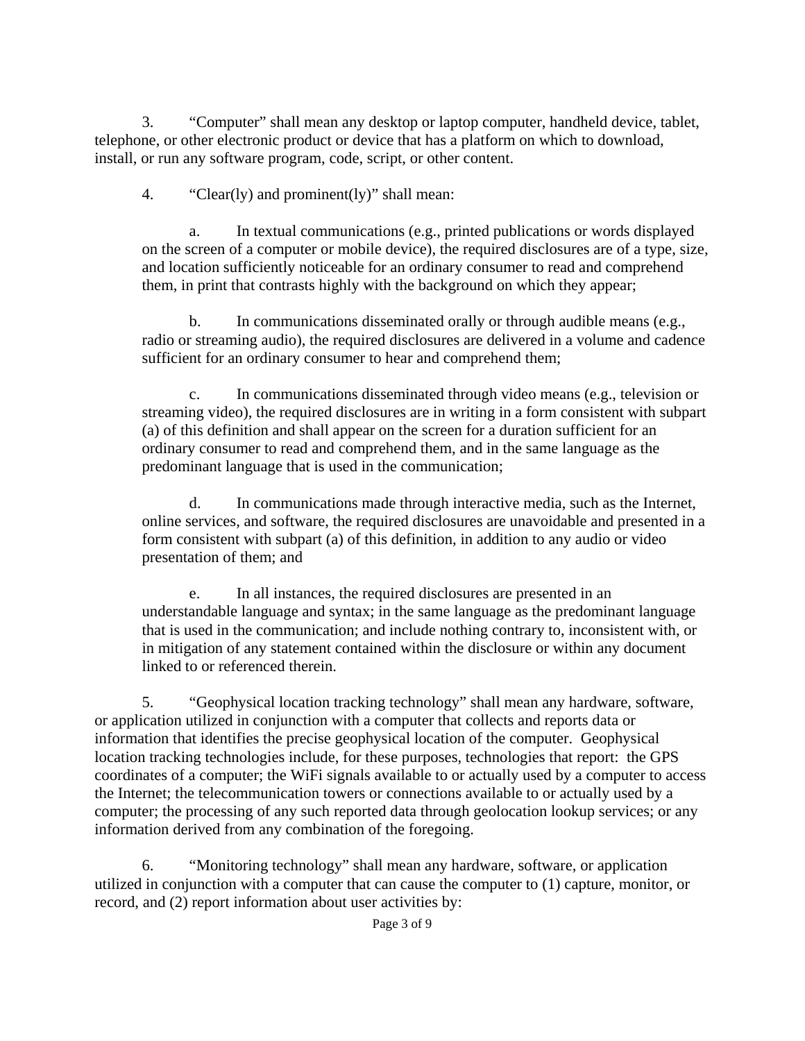3. "Computer" shall mean any desktop or laptop computer, handheld device, tablet, telephone, or other electronic product or device that has a platform on which to download, install, or run any software program, code, script, or other content.

4. "Clear(ly) and prominent(ly)" shall mean:

   a. In textual communications (e.g., printed publications or words displayed on the screen of a computer or mobile device), the required disclosures are of a type, size, and location sufficiently noticeable for an ordinary consumer to read and comprehend them, in print that contrasts highly with the background on which they appear;

   b. In communications disseminated orally or through audible means (e.g., radio or streaming audio), the required disclosures are delivered in a volume and cadence sufficient for an ordinary consumer to hear and comprehend them;

   c. In communications disseminated through video means (e.g., television or streaming video), the required disclosures are in writing in a form consistent with subpart (a) of this definition and shall appear on the screen for a duration sufficient for an ordinary consumer to read and comprehend them, and in the same language as the predominant language that is used in the communication;

   d. In communications made through interactive media, such as the Internet, online services, and software, the required disclosures are unavoidable and presented in a form consistent with subpart (a) of this definition, in addition to any audio or video presentation of them; and

   e. In all instances, the required disclosures are presented in an understandable language and syntax; in the same language as the predominant language that is used in the communication; and include nothing contrary to, inconsistent with, or in mitigation of any statement contained within the disclosure or within any document linked to or referenced therein.

5. "Geophysical location tracking technology" shall mean any hardware, software, or application utilized in conjunction with a computer that collects and reports data or information that identifies the precise geophysical location of the computer. Geophysical location tracking technologies include, for these purposes, technologies that report: the GPS coordinates of a computer; the WiFi signals available to or actually used by a computer to access the Internet; the telecommunication towers or connections available to or actually used by a computer; the processing of any such reported data through geolocation lookup services; or any information derived from any combination of the foregoing.

6. "Monitoring technology" shall mean any hardware, software, or application utilized in conjunction with a computer that can cause the computer to (1) capture, monitor, or record, and (2) report information about user activities by: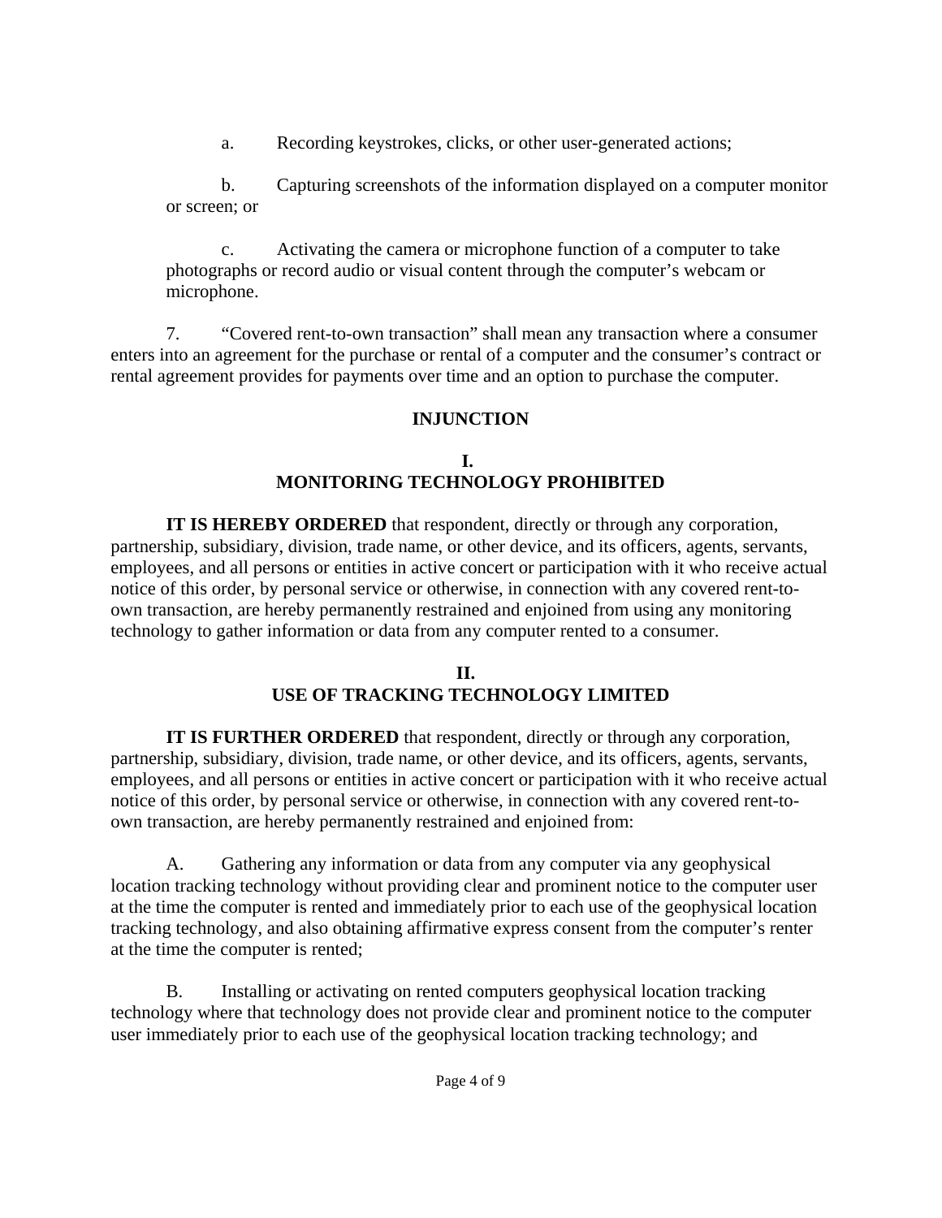a. Recording keystrokes, clicks, or other user-generated actions;

b. Capturing screenshots of the information displayed on a computer monitor or screen; or

c. Activating the camera or microphone function of a computer to take photographs or record audio or visual content through the computer's webcam or microphone.

7. "Covered rent-to-own transaction" shall mean any transaction where a consumer enters into an agreement for the purchase or rental of a computer and the consumer's contract or rental agreement provides for payments over time and an option to purchase the computer.

## INJUNCTION

### I. MONITORING TECHNOLOGY PROHIBITED

**IT IS HEREBY ORDERED** that respondent, directly or through any corporation, partnership, subsidiary, division, trade name, or other device, and its officers, agents, servants, employees, and all persons or entities in active concert or participation with it who receive actual notice of this order, by personal service or otherwise, in connection with any covered rent-to-own transaction, are hereby permanently restrained and enjoined from using any monitoring technology to gather information or data from any computer rented to a consumer.

### II. USE OF TRACKING TECHNOLOGY LIMITED

**IT IS FURTHER ORDERED** that respondent, directly or through any corporation, partnership, subsidiary, division, trade name, or other device, and its officers, agents, servants, employees, and all persons or entities in active concert or participation with it who receive actual notice of this order, by personal service or otherwise, in connection with any covered rent-to-own transaction, are hereby permanently restrained and enjoined from:

A. Gathering any information or data from any computer via any geophysical location tracking technology without providing clear and prominent notice to the computer user at the time the computer is rented and immediately prior to each use of the geophysical location tracking technology, and also obtaining affirmative express consent from the computer's renter at the time the computer is rented;

B. Installing or activating on rented computers geophysical location tracking technology where that technology does not provide clear and prominent notice to the computer user immediately prior to each use of the geophysical location tracking technology; and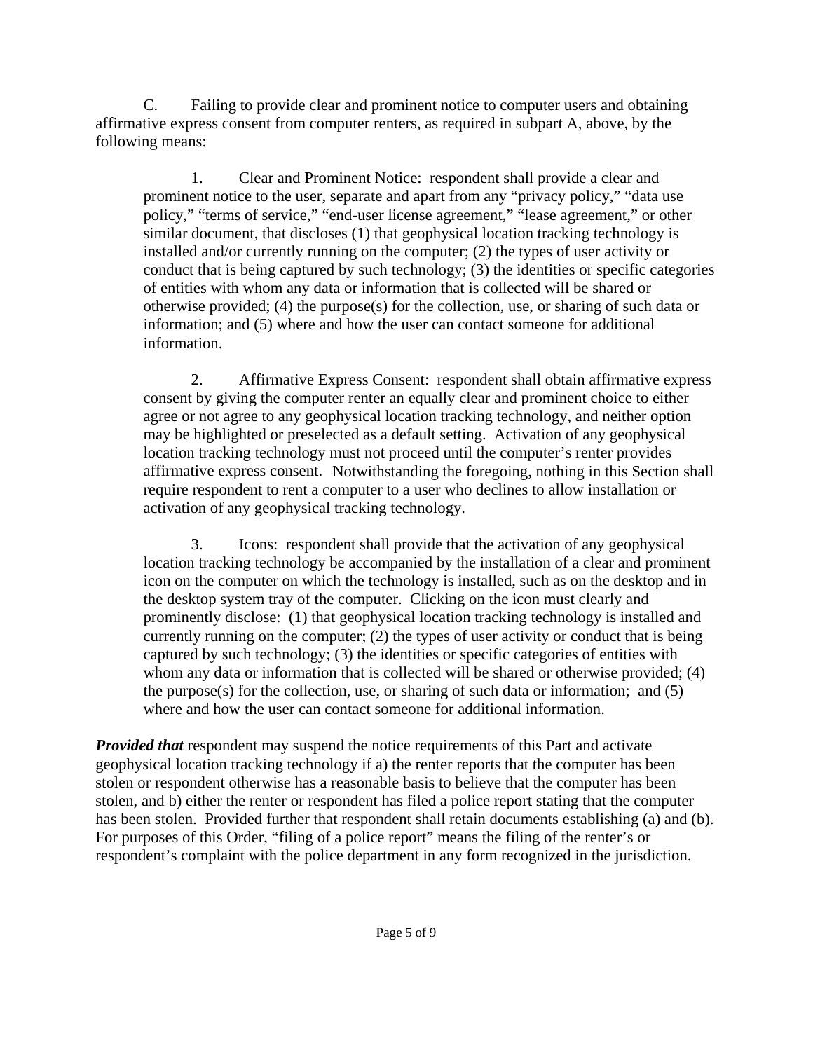C. Failing to provide clear and prominent notice to computer users and obtaining affirmative express consent from computer renters, as required in subpart A, above, by the following means:

1. Clear and Prominent Notice: respondent shall provide a clear and prominent notice to the user, separate and apart from any "privacy policy," "data use policy," "terms of service," "end-user license agreement," "lease agreement," or other similar document, that discloses (1) that geophysical location tracking technology is installed and/or currently running on the computer; (2) the types of user activity or conduct that is being captured by such technology; (3) the identities or specific categories of entities with whom any data or information that is collected will be shared or otherwise provided; (4) the purpose(s) for the collection, use, or sharing of such data or information; and (5) where and how the user can contact someone for additional information.

2. Affirmative Express Consent: respondent shall obtain affirmative express consent by giving the computer renter an equally clear and prominent choice to either agree or not agree to any geophysical location tracking technology, and neither option may be highlighted or preselected as a default setting. Activation of any geophysical location tracking technology must not proceed until the computer's renter provides affirmative express consent. Notwithstanding the foregoing, nothing in this Section shall require respondent to rent a computer to a user who declines to allow installation or activation of any geophysical tracking technology.

3. Icons: respondent shall provide that the activation of any geophysical location tracking technology be accompanied by the installation of a clear and prominent icon on the computer on which the technology is installed, such as on the desktop and in the desktop system tray of the computer. Clicking on the icon must clearly and prominently disclose: (1) that geophysical location tracking technology is installed and currently running on the computer; (2) the types of user activity or conduct that is being captured by such technology; (3) the identities or specific categories of entities with whom any data or information that is collected will be shared or otherwise provided; (4) the purpose(s) for the collection, use, or sharing of such data or information; and (5) where and how the user can contact someone for additional information.

***Provided that*** respondent may suspend the notice requirements of this Part and activate geophysical location tracking technology if a) the renter reports that the computer has been stolen or respondent otherwise has a reasonable basis to believe that the computer has been stolen, and b) either the renter or respondent has filed a police report stating that the computer has been stolen. Provided further that respondent shall retain documents establishing (a) and (b). For purposes of this Order, "filing of a police report" means the filing of the renter's or respondent's complaint with the police department in any form recognized in the jurisdiction.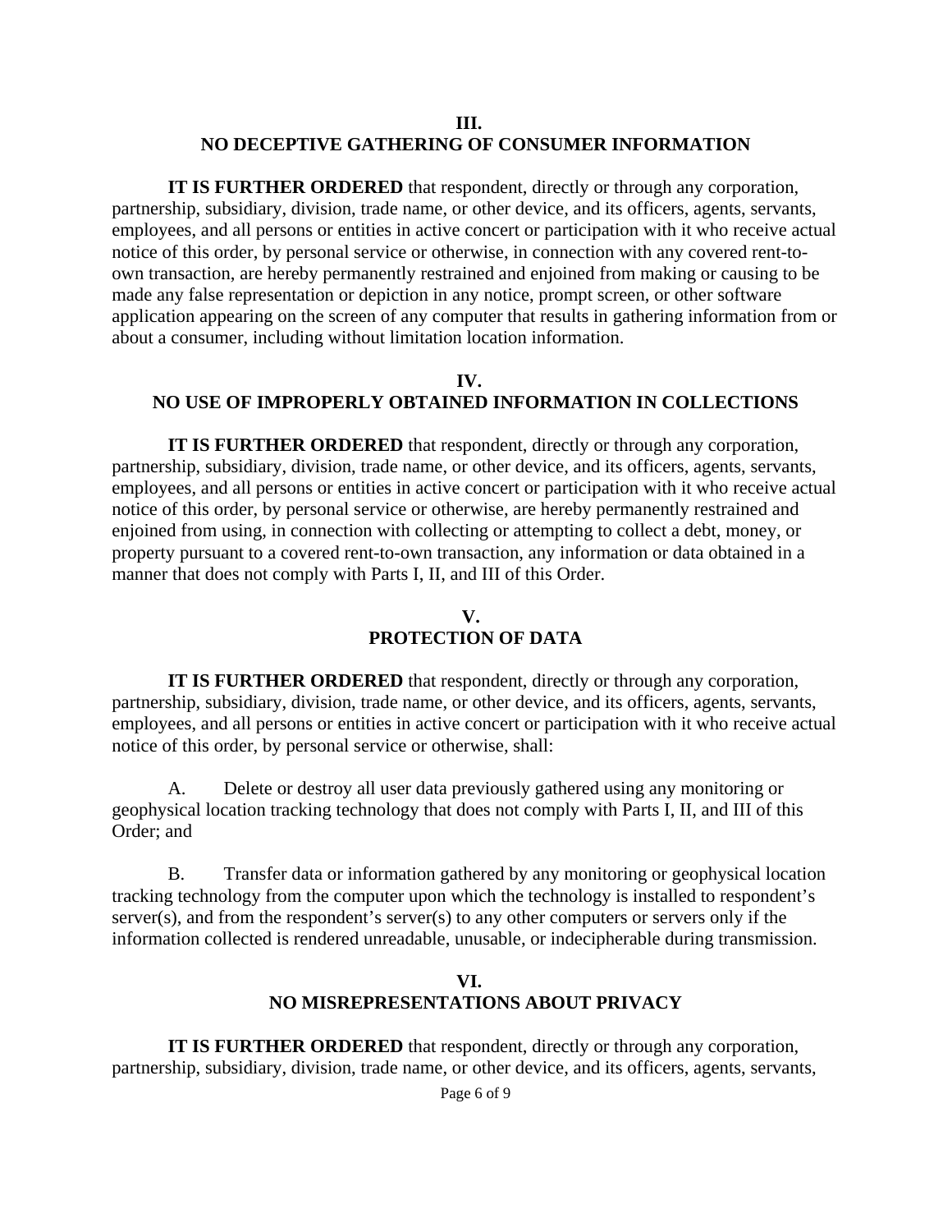## III.
## NO DECEPTIVE GATHERING OF CONSUMER INFORMATION

**IT IS FURTHER ORDERED** that respondent, directly or through any corporation, partnership, subsidiary, division, trade name, or other device, and its officers, agents, servants, employees, and all persons or entities in active concert or participation with it who receive actual notice of this order, by personal service or otherwise, in connection with any covered rent-to-own transaction, are hereby permanently restrained and enjoined from making or causing to be made any false representation or depiction in any notice, prompt screen, or other software application appearing on the screen of any computer that results in gathering information from or about a consumer, including without limitation location information.

## IV.
## NO USE OF IMPROPERLY OBTAINED INFORMATION IN COLLECTIONS

**IT IS FURTHER ORDERED** that respondent, directly or through any corporation, partnership, subsidiary, division, trade name, or other device, and its officers, agents, servants, employees, and all persons or entities in active concert or participation with it who receive actual notice of this order, by personal service or otherwise, are hereby permanently restrained and enjoined from using, in connection with collecting or attempting to collect a debt, money, or property pursuant to a covered rent-to-own transaction, any information or data obtained in a manner that does not comply with Parts I, II, and III of this Order.

## V.
## PROTECTION OF DATA

**IT IS FURTHER ORDERED** that respondent, directly or through any corporation, partnership, subsidiary, division, trade name, or other device, and its officers, agents, servants, employees, and all persons or entities in active concert or participation with it who receive actual notice of this order, by personal service or otherwise, shall:

A. Delete or destroy all user data previously gathered using any monitoring or geophysical location tracking technology that does not comply with Parts I, II, and III of this Order; and

B. Transfer data or information gathered by any monitoring or geophysical location tracking technology from the computer upon which the technology is installed to respondent's server(s), and from the respondent's server(s) to any other computers or servers only if the information collected is rendered unreadable, unusable, or indecipherable during transmission.

## VI.
## NO MISREPRESENTATIONS ABOUT PRIVACY

**IT IS FURTHER ORDERED** that respondent, directly or through any corporation, partnership, subsidiary, division, trade name, or other device, and its officers, agents, servants,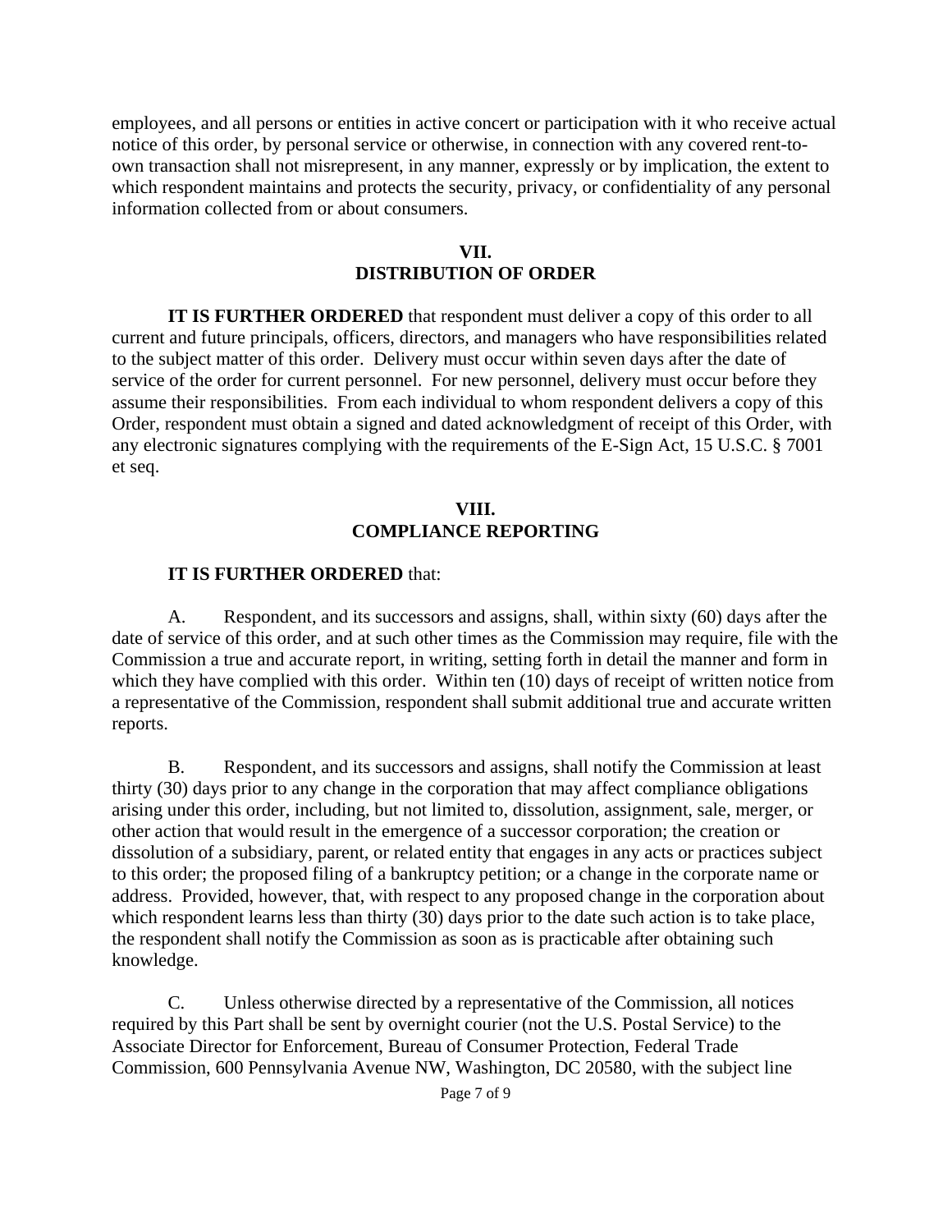employees, and all persons or entities in active concert or participation with it who receive actual notice of this order, by personal service or otherwise, in connection with any covered rent-to-own transaction shall not misrepresent, in any manner, expressly or by implication, the extent to which respondent maintains and protects the security, privacy, or confidentiality of any personal information collected from or about consumers.

## VII.
## DISTRIBUTION OF ORDER

**IT IS FURTHER ORDERED** that respondent must deliver a copy of this order to all current and future principals, officers, directors, and managers who have responsibilities related to the subject matter of this order. Delivery must occur within seven days after the date of service of the order for current personnel. For new personnel, delivery must occur before they assume their responsibilities. From each individual to whom respondent delivers a copy of this Order, respondent must obtain a signed and dated acknowledgment of receipt of this Order, with any electronic signatures complying with the requirements of the E-Sign Act, 15 U.S.C. § 7001 et seq.

## VIII.
## COMPLIANCE REPORTING

**IT IS FURTHER ORDERED** that:

A. Respondent, and its successors and assigns, shall, within sixty (60) days after the date of service of this order, and at such other times as the Commission may require, file with the Commission a true and accurate report, in writing, setting forth in detail the manner and form in which they have complied with this order. Within ten (10) days of receipt of written notice from a representative of the Commission, respondent shall submit additional true and accurate written reports.

B. Respondent, and its successors and assigns, shall notify the Commission at least thirty (30) days prior to any change in the corporation that may affect compliance obligations arising under this order, including, but not limited to, dissolution, assignment, sale, merger, or other action that would result in the emergence of a successor corporation; the creation or dissolution of a subsidiary, parent, or related entity that engages in any acts or practices subject to this order; the proposed filing of a bankruptcy petition; or a change in the corporate name or address. Provided, however, that, with respect to any proposed change in the corporation about which respondent learns less than thirty (30) days prior to the date such action is to take place, the respondent shall notify the Commission as soon as is practicable after obtaining such knowledge.

C. Unless otherwise directed by a representative of the Commission, all notices required by this Part shall be sent by overnight courier (not the U.S. Postal Service) to the Associate Director for Enforcement, Bureau of Consumer Protection, Federal Trade Commission, 600 Pennsylvania Avenue NW, Washington, DC 20580, with the subject line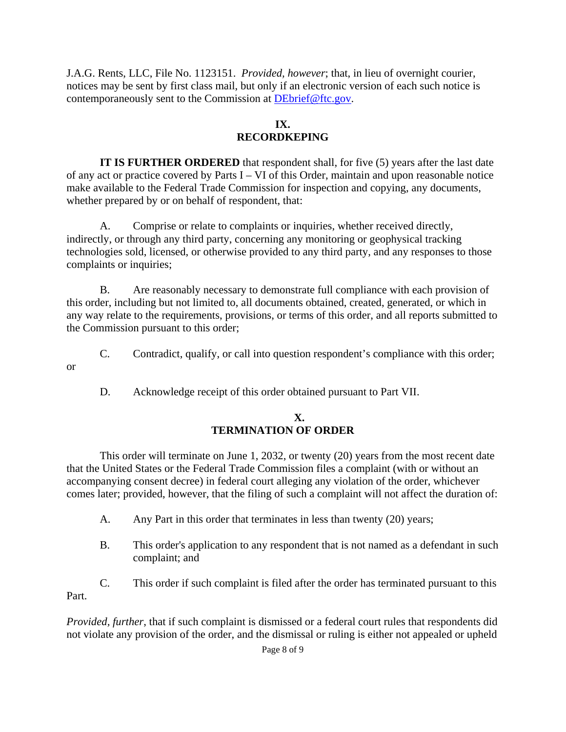J.A.G. Rents, LLC, File No. 1123151. *Provided, however*; that, in lieu of overnight courier, notices may be sent by first class mail, but only if an electronic version of each such notice is contemporaneously sent to the Commission at DEbrief@ftc.gov.

## IX.
## RECORDKEPING

**IT IS FURTHER ORDERED** that respondent shall, for five (5) years after the last date of any act or practice covered by Parts I – VI of this Order, maintain and upon reasonable notice make available to the Federal Trade Commission for inspection and copying, any documents, whether prepared by or on behalf of respondent, that:

A. Comprise or relate to complaints or inquiries, whether received directly, indirectly, or through any third party, concerning any monitoring or geophysical tracking technologies sold, licensed, or otherwise provided to any third party, and any responses to those complaints or inquiries;

B. Are reasonably necessary to demonstrate full compliance with each provision of this order, including but not limited to, all documents obtained, created, generated, or which in any way relate to the requirements, provisions, or terms of this order, and all reports submitted to the Commission pursuant to this order;

C. Contradict, qualify, or call into question respondent's compliance with this order; or

D. Acknowledge receipt of this order obtained pursuant to Part VII.

## X.
## TERMINATION OF ORDER

This order will terminate on June 1, 2032, or twenty (20) years from the most recent date that the United States or the Federal Trade Commission files a complaint (with or without an accompanying consent decree) in federal court alleging any violation of the order, whichever comes later; provided, however, that the filing of such a complaint will not affect the duration of:

A. Any Part in this order that terminates in less than twenty (20) years;

B. This order's application to any respondent that is not named as a defendant in such complaint; and

C. This order if such complaint is filed after the order has terminated pursuant to this Part.

*Provided, further*, that if such complaint is dismissed or a federal court rules that respondents did not violate any provision of the order, and the dismissal or ruling is either not appealed or upheld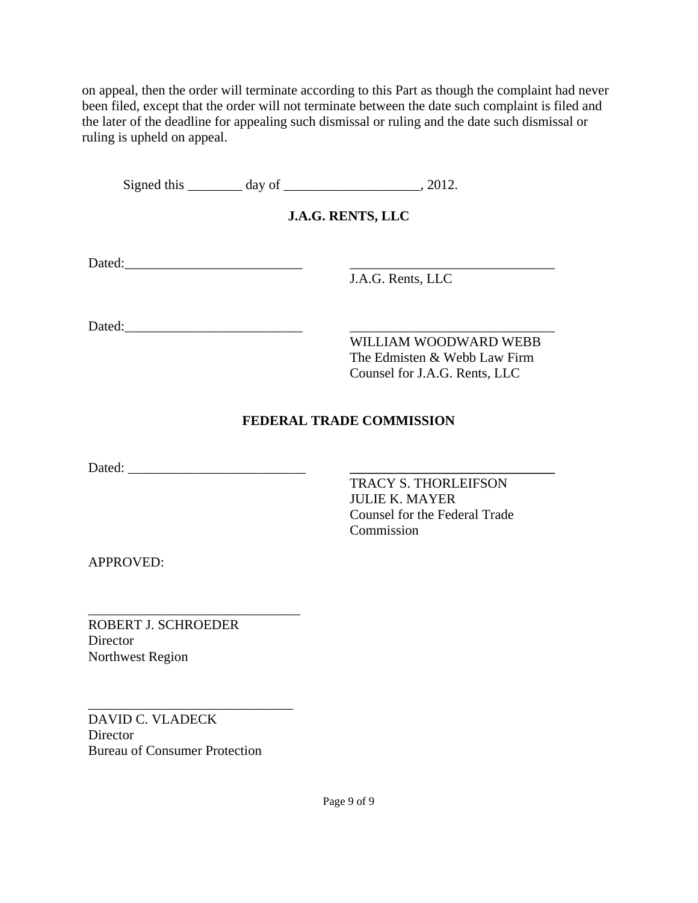on appeal, then the order will terminate according to this Part as though the complaint had never been filed, except that the order will not terminate between the date such complaint is filed and the later of the deadline for appealing such dismissal or ruling and the date such dismissal or ruling is upheld on appeal.

Signed this ________ day of ____________________, 2012.

**J.A.G. RENTS, LLC**

Dated:___________________________

_______________________________
J.A.G. Rents, LLC

Dated:___________________________

_______________________________
WILLIAM WOODWARD WEBB
The Edmisten & Webb Law Firm
Counsel for J.A.G. Rents, LLC

**FEDERAL TRADE COMMISSION**

Dated: ___________________________

_______________________________
TRACY S. THORLEIFSON
JULIE K. MAYER
Counsel for the Federal Trade Commission

APPROVED:

_______________________________
ROBERT J. SCHROEDER
Director
Northwest Region

_______________________________
DAVID C. VLADECK
Director
Bureau of Consumer Protection